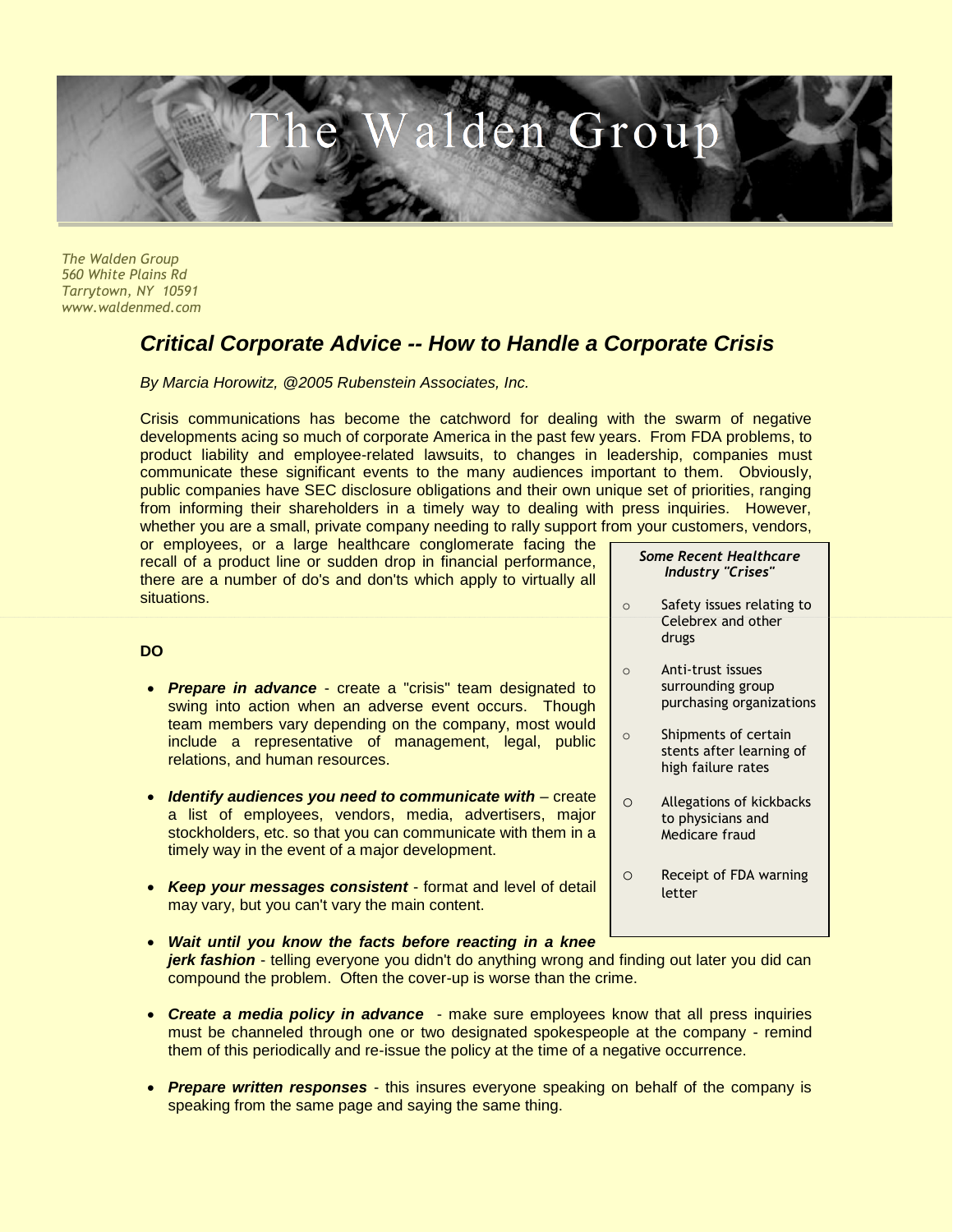# The Walden Group

*The Walden Group*
*560 White Plains Rd*
*Tarrytown, NY 10591*
*www.waldenmed.com*

## *Critical Corporate Advice -- How to Handle a Corporate Crisis*

*By Marcia Horowitz, @2005 Rubenstein Associates, Inc.*

Crisis communications has become the catchword for dealing with the swarm of negative developments acing so much of corporate America in the past few years. From FDA problems, to product liability and employee-related lawsuits, to changes in leadership, companies must communicate these significant events to the many audiences important to them. Obviously, public companies have SEC disclosure obligations and their own unique set of priorities, ranging from informing their shareholders in a timely way to dealing with press inquiries. However, whether you are a small, private company needing to rally support from your customers, vendors, or employees, or a large healthcare conglomerate facing the recall of a product line or sudden drop in financial performance, there are a number of do's and don'ts which apply to virtually all situations.

***Some Recent Healthcare Industry "Crises"***

- Safety issues relating to Celebrex and other drugs
- Anti-trust issues surrounding group purchasing organizations
- Shipments of certain stents after learning of high failure rates
- Allegations of kickbacks to physicians and Medicare fraud
- Receipt of FDA warning letter

**DO**

- ***Prepare in advance*** - create a "crisis" team designated to swing into action when an adverse event occurs. Though team members vary depending on the company, most would include a representative of management, legal, public relations, and human resources.
- ***Identify audiences you need to communicate with*** – create a list of employees, vendors, media, advertisers, major stockholders, etc. so that you can communicate with them in a timely way in the event of a major development.
- ***Keep your messages consistent*** - format and level of detail may vary, but you can't vary the main content.
- ***Wait until you know the facts before reacting in a knee jerk fashion*** - telling everyone you didn't do anything wrong and finding out later you did can compound the problem. Often the cover-up is worse than the crime.
- ***Create a media policy in advance*** - make sure employees know that all press inquiries must be channeled through one or two designated spokespeople at the company - remind them of this periodically and re-issue the policy at the time of a negative occurrence.
- ***Prepare written responses*** - this insures everyone speaking on behalf of the company is speaking from the same page and saying the same thing.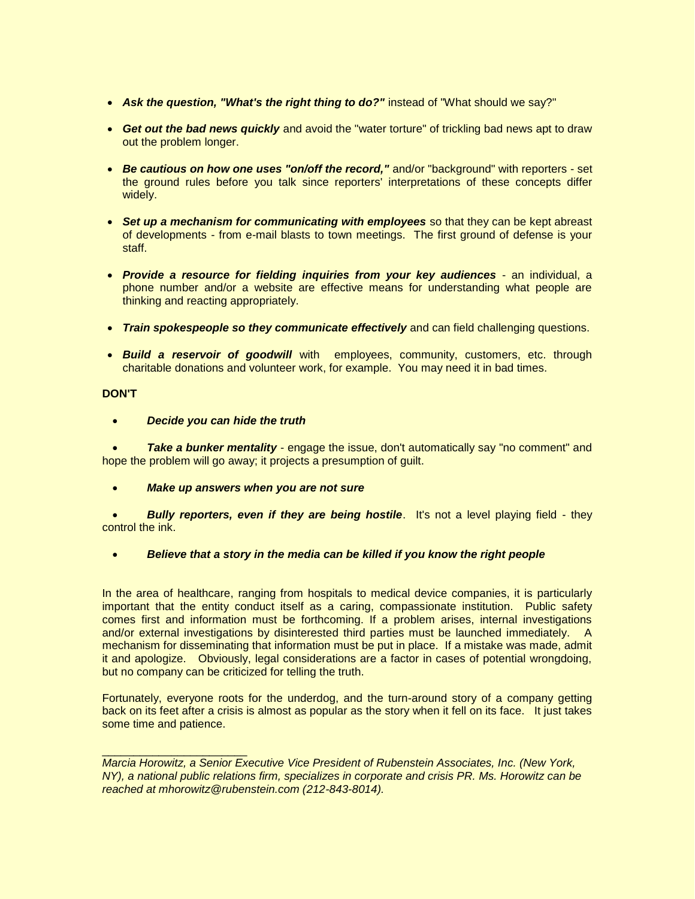- ***Ask the question, "What's the right thing to do?"*** instead of "What should we say?"

- ***Get out the bad news quickly*** and avoid the "water torture" of trickling bad news apt to draw out the problem longer.

- ***Be cautious on how one uses "on/off the record,"*** and/or "background" with reporters - set the ground rules before you talk since reporters' interpretations of these concepts differ widely.

- ***Set up a mechanism for communicating with employees*** so that they can be kept abreast of developments - from e-mail blasts to town meetings. The first ground of defense is your staff.

- ***Provide a resource for fielding inquiries from your key audiences*** - an individual, a phone number and/or a website are effective means for understanding what people are thinking and reacting appropriately.

- ***Train spokespeople so they communicate effectively*** and can field challenging questions.

- ***Build a reservoir of goodwill*** with employees, community, customers, etc. through charitable donations and volunteer work, for example. You may need it in bad times.

**DON'T**

- ***Decide you can hide the truth***

- ***Take a bunker mentality*** - engage the issue, don't automatically say "no comment" and hope the problem will go away; it projects a presumption of guilt.

- ***Make up answers when you are not sure***

- ***Bully reporters, even if they are being hostile***. It's not a level playing field - they control the ink.

- ***Believe that a story in the media can be killed if you know the right people***

In the area of healthcare, ranging from hospitals to medical device companies, it is particularly important that the entity conduct itself as a caring, compassionate institution. Public safety comes first and information must be forthcoming. If a problem arises, internal investigations and/or external investigations by disinterested third parties must be launched immediately. A mechanism for disseminating that information must be put in place. If a mistake was made, admit it and apologize. Obviously, legal considerations are a factor in cases of potential wrongdoing, but no company can be criticized for telling the truth.

Fortunately, everyone roots for the underdog, and the turn-around story of a company getting back on its feet after a crisis is almost as popular as the story when it fell on its face. It just takes some time and patience.

---

*Marcia Horowitz, a Senior Executive Vice President of Rubenstein Associates, Inc. (New York, NY), a national public relations firm, specializes in corporate and crisis PR. Ms. Horowitz can be reached at mhorowitz@rubenstein.com (212-843-8014).*